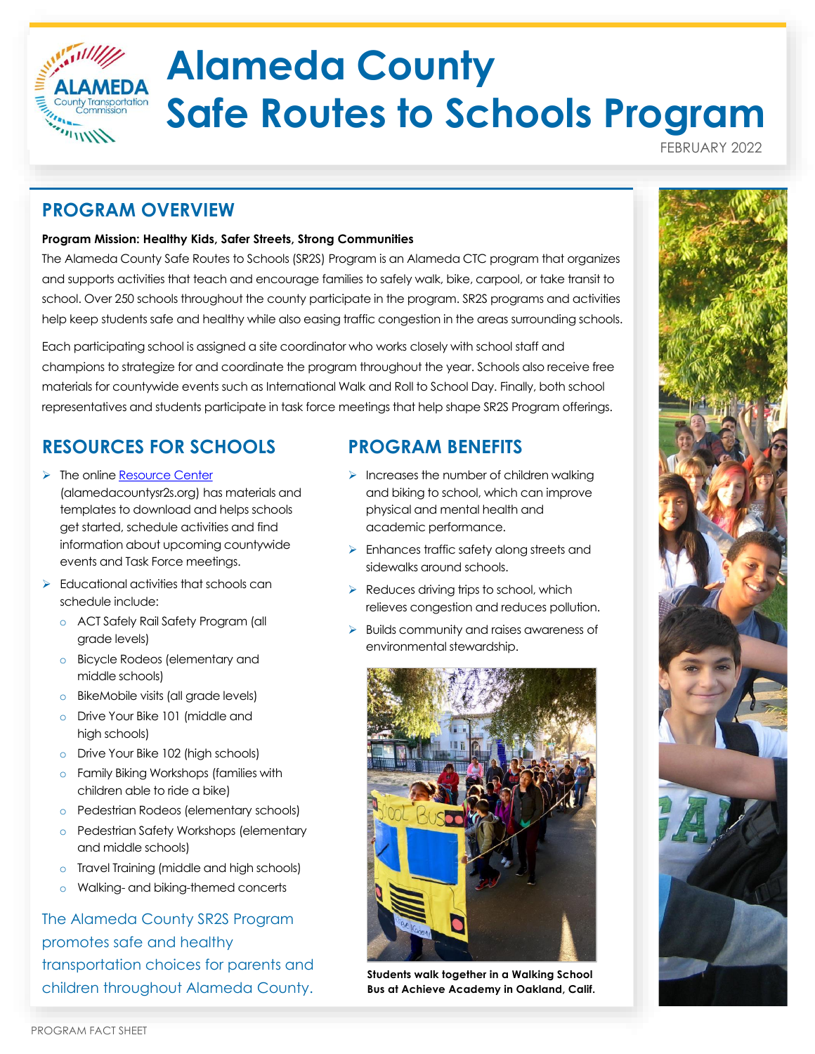# Alameda County Safe Routes to Schools Program

FEBRUARY 2022

## PROGRAM OVERVIEW

**Program Mission: Healthy Kids, Safer Streets, Strong Communities**

The Alameda County Safe Routes to Schools (SR2S) Program is an Alameda CTC program that organizes and supports activities that teach and encourage families to safely walk, bike, carpool, or take transit to school. Over 250 schools throughout the county participate in the program. SR2S programs and activities help keep students safe and healthy while also easing traffic congestion in the areas surrounding schools.

Each participating school is assigned a site coordinator who works closely with school staff and champions to strategize for and coordinate the program throughout the year. Schools also receive free materials for countywide events such as International Walk and Roll to School Day. Finally, both school representatives and students participate in task force meetings that help shape SR2S Program offerings.

## RESOURCES FOR SCHOOLS

- The online Resource Center (alamedacountysr2s.org) has materials and templates to download and helps schools get started, schedule activities and find information about upcoming countywide events and Task Force meetings.
- Educational activities that schools can schedule include:
  - ACT Safely Rail Safety Program (all grade levels)
  - Bicycle Rodeos (elementary and middle schools)
  - BikeMobile visits (all grade levels)
  - Drive Your Bike 101 (middle and high schools)
  - Drive Your Bike 102 (high schools)
  - Family Biking Workshops (families with children able to ride a bike)
  - Pedestrian Rodeos (elementary schools)
  - Pedestrian Safety Workshops (elementary and middle schools)
  - Travel Training (middle and high schools)
  - Walking- and biking-themed concerts

The Alameda County SR2S Program promotes safe and healthy transportation choices for parents and children throughout Alameda County.

## PROGRAM BENEFITS

- Increases the number of children walking and biking to school, which can improve physical and mental health and academic performance.
- Enhances traffic safety along streets and sidewalks around schools.
- Reduces driving trips to school, which relieves congestion and reduces pollution.
- Builds community and raises awareness of environmental stewardship.

**Students walk together in a Walking School Bus at Achieve Academy in Oakland, Calif.**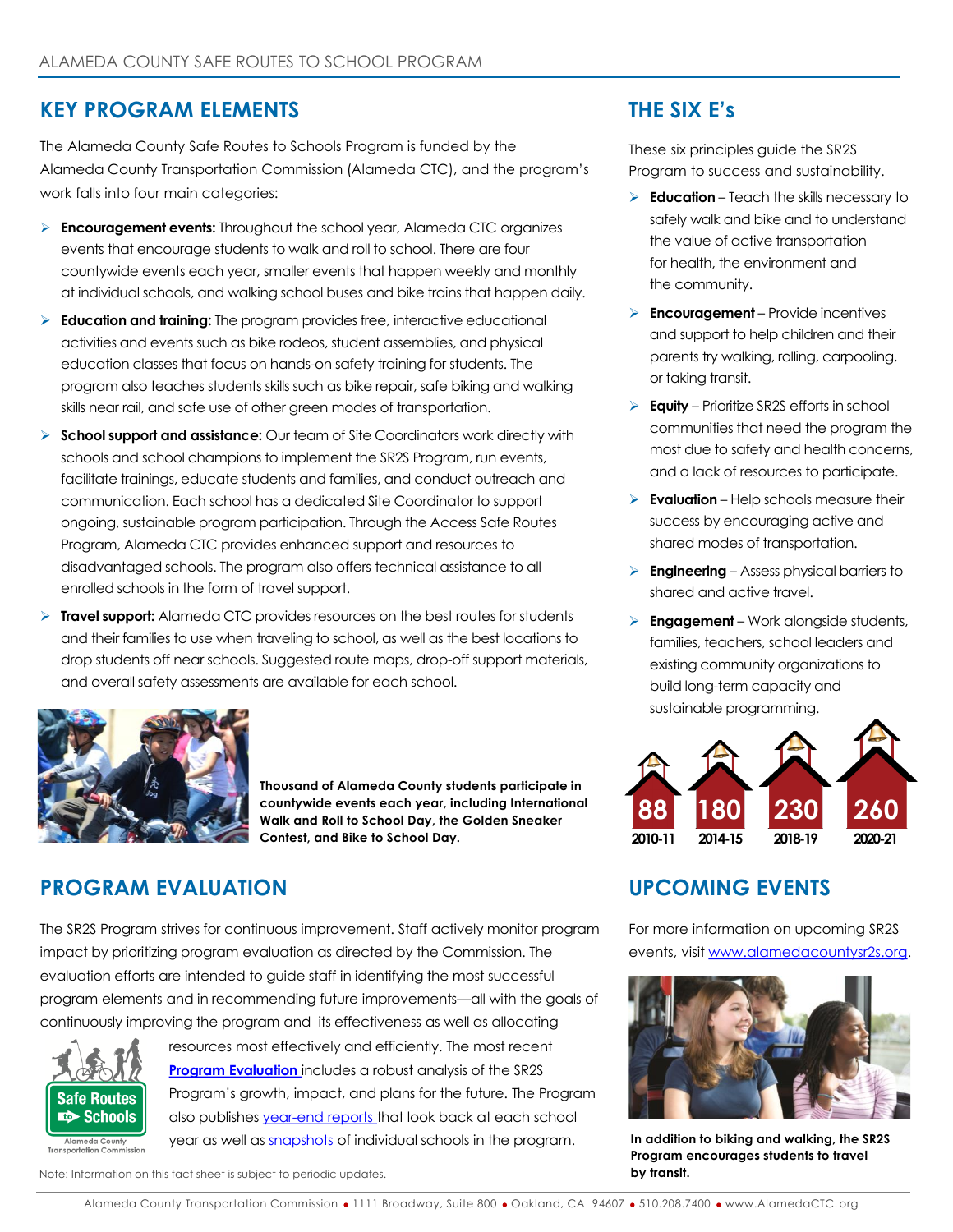## KEY PROGRAM ELEMENTS

The Alameda County Safe Routes to Schools Program is funded by the Alameda County Transportation Commission (Alameda CTC), and the program's work falls into four main categories:

- **Encouragement events:** Throughout the school year, Alameda CTC organizes events that encourage students to walk and roll to school. There are four countywide events each year, smaller events that happen weekly and monthly at individual schools, and walking school buses and bike trains that happen daily.
- **Education and training:** The program provides free, interactive educational activities and events such as bike rodeos, student assemblies, and physical education classes that focus on hands-on safety training for students. The program also teaches students skills such as bike repair, safe biking and walking skills near rail, and safe use of other green modes of transportation.
- **School support and assistance:** Our team of Site Coordinators work directly with schools and school champions to implement the SR2S Program, run events, facilitate trainings, educate students and families, and conduct outreach and communication. Each school has a dedicated Site Coordinator to support ongoing, sustainable program participation. Through the Access Safe Routes Program, Alameda CTC provides enhanced support and resources to disadvantaged schools. The program also offers technical assistance to all enrolled schools in the form of travel support.
- **Travel support:** Alameda CTC provides resources on the best routes for students and their families to use when traveling to school, as well as the best locations to drop students off near schools. Suggested route maps, drop-off support materials, and overall safety assessments are available for each school.

**Thousand of Alameda County students participate in countywide events each year, including International Walk and Roll to School Day, the Golden Sneaker Contest, and Bike to School Day.**

## THE SIX E's

These six principles guide the SR2S Program to success and sustainability.

- **Education** – Teach the skills necessary to safely walk and bike and to understand the value of active transportation for health, the environment and the community.
- **Encouragement** – Provide incentives and support to help children and their parents try walking, rolling, carpooling, or taking transit.
- **Equity** – Prioritize SR2S efforts in school communities that need the program the most due to safety and health concerns, and a lack of resources to participate.
- **Evaluation** – Help schools measure their success by encouraging active and shared modes of transportation.
- **Engineering** – Assess physical barriers to shared and active travel.
- **Engagement** – Work alongside students, families, teachers, school leaders and existing community organizations to build long-term capacity and sustainable programming.

88
2010-11
180
2014-15
230
2018-19
260
2020-21

## PROGRAM EVALUATION

The SR2S Program strives for continuous improvement. Staff actively monitor program impact by prioritizing program evaluation as directed by the Commission. The evaluation efforts are intended to guide staff in identifying the most successful program elements and in recommending future improvements—all with the goals of continuously improving the program and its effectiveness as well as allocating resources most effectively and efficiently. The most recent **Program Evaluation** includes a robust analysis of the SR2S Program's growth, impact, and plans for the future. The Program also publishes year-end reports that look back at each school year as well as snapshots of individual schools in the program.

Safe Routes to Schools
Alameda County Transportation Commission

Note: Information on this fact sheet is subject to periodic updates.

## UPCOMING EVENTS

For more information on upcoming SR2S events, visit www.alamedacountysr2s.org.

**In addition to biking and walking, the SR2S Program encourages students to travel by transit.**

Alameda County Transportation Commission • 1111 Broadway, Suite 800 • Oakland, CA 94607 • 510.208.7400 • www.AlamedaCTC.org